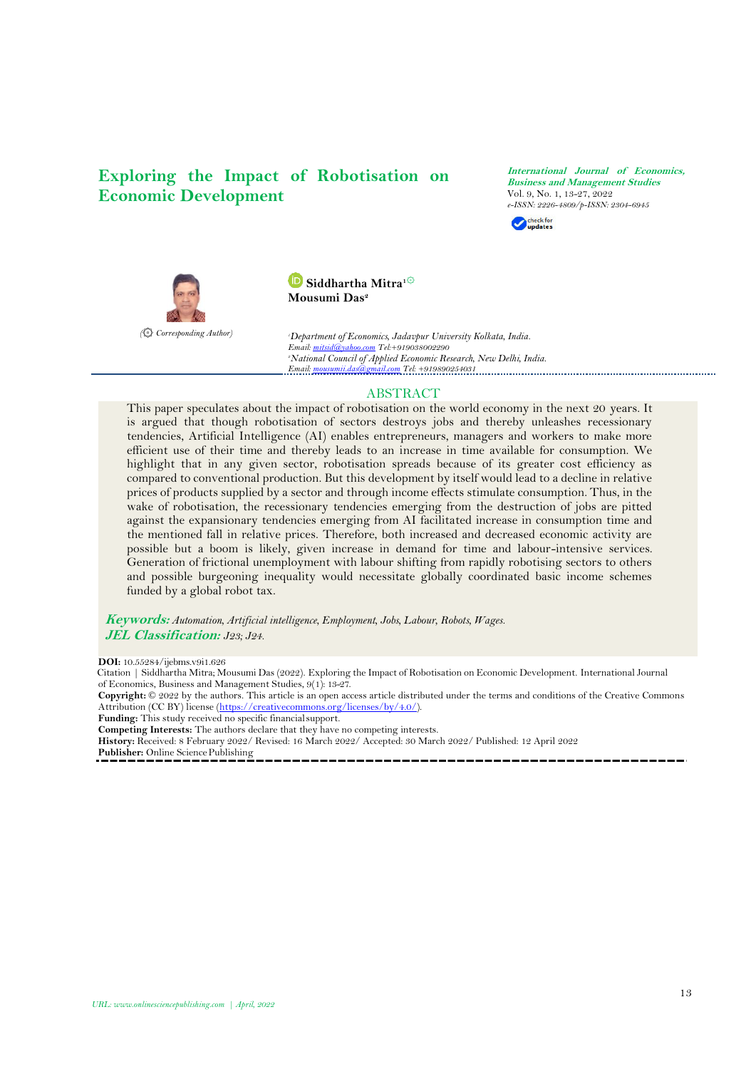# Exploring the Impact of Robotisation on Economic Development

*International Journal of Economics, Business and Management Studies*
Vol. 9, No. 1, 13-27, 2022
*e-ISSN: 2226-4809/p-ISSN: 2304-6945*

**Siddhartha Mitra**[1]
**Mousumi Das**[2]

(Corresponding Author)

[1]*Department of Economics, Jadavpur University Kolkata, India.*
*Email: mitsid@yahoo.com Tel:+919038002290*
[2]*National Council of Applied Economic Research, New Delhi, India.*
*Email: mousumi.das@gmail.com Tel: +919890254031*

## ABSTRACT

This paper speculates about the impact of robotisation on the world economy in the next 20 years. It is argued that though robotisation of sectors destroys jobs and thereby unleashes recessionary tendencies, Artificial Intelligence (AI) enables entrepreneurs, managers and workers to make more efficient use of their time and thereby leads to an increase in time available for consumption. We highlight that in any given sector, robotisation spreads because of its greater cost efficiency as compared to conventional production. But this development by itself would lead to a decline in relative prices of products supplied by a sector and through income effects stimulate consumption. Thus, in the wake of robotisation, the recessionary tendencies emerging from the destruction of jobs are pitted against the expansionary tendencies emerging from AI facilitated increase in consumption time and the mentioned fall in relative prices. Therefore, both increased and decreased economic activity are possible but a boom is likely, given increase in demand for time and labour-intensive services. Generation of frictional unemployment with labour shifting from rapidly robotising sectors to others and possible burgeoning inequality would necessitate globally coordinated basic income schemes funded by a global robot tax.

***Keywords:*** *Automation, Artificial intelligence, Employment, Jobs, Labour, Robots, Wages.*
***JEL Classification:*** *J23; J24.*

**DOI:** 10.55284/ijebms.v9i1.626
Citation | Siddhartha Mitra; Mousumi Das (2022). Exploring the Impact of Robotisation on Economic Development. International Journal of Economics, Business and Management Studies, 9(1): 13-27.
**Copyright:** © 2022 by the authors. This article is an open access article distributed under the terms and conditions of the Creative Commons Attribution (CC BY) license (https://creativecommons.org/licenses/by/4.0/).
**Funding:** This study received no specific financial support.
**Competing Interests:** The authors declare that they have no competing interests.
**History:** Received: 8 February 2022/ Revised: 16 March 2022/ Accepted: 30 March 2022/ Published: 12 April 2022
**Publisher:** Online Science Publishing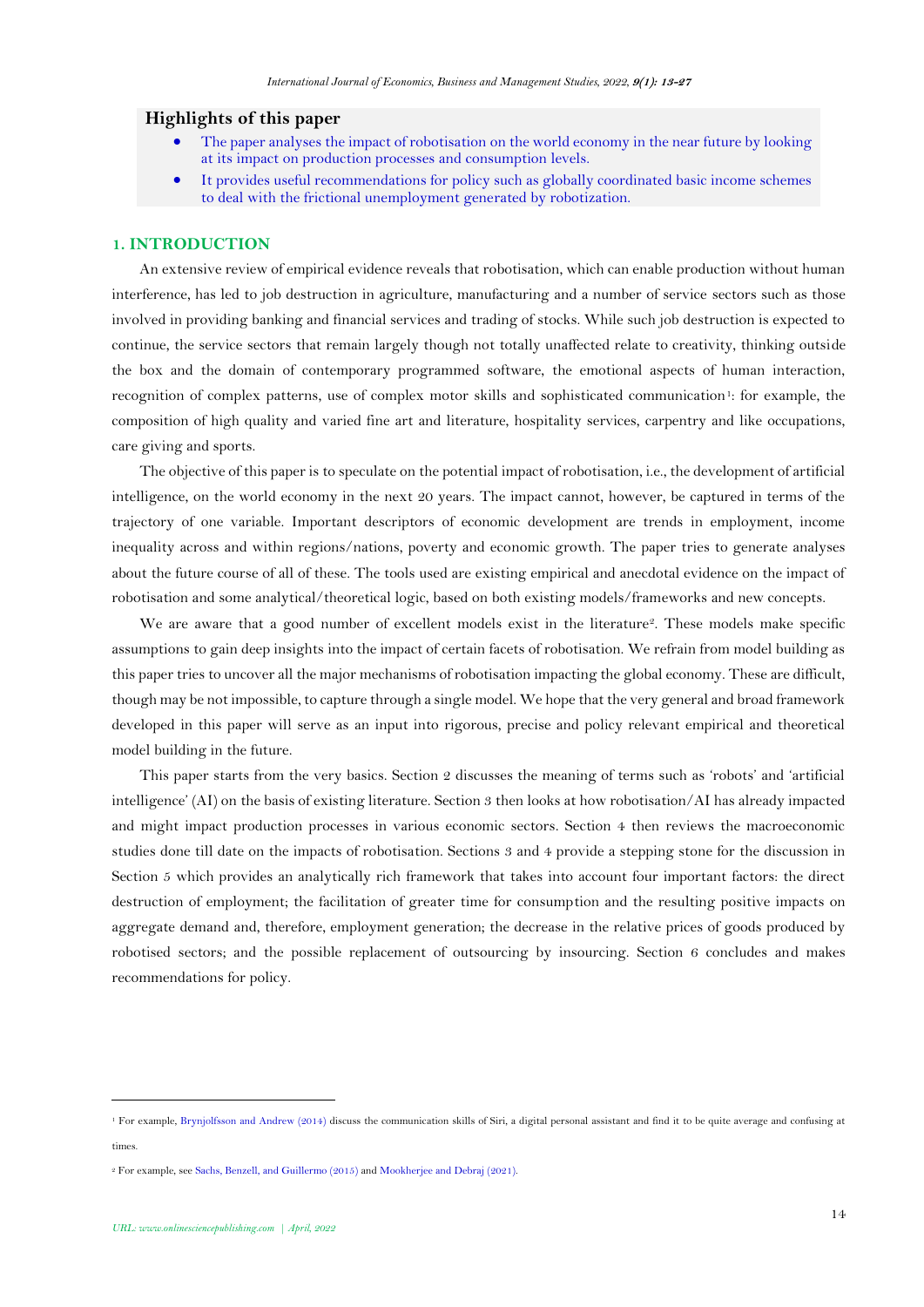## Highlights of this paper

- The paper analyses the impact of robotisation on the world economy in the near future by looking at its impact on production processes and consumption levels.
- It provides useful recommendations for policy such as globally coordinated basic income schemes to deal with the frictional unemployment generated by robotization.

## 1. INTRODUCTION

An extensive review of empirical evidence reveals that robotisation, which can enable production without human interference, has led to job destruction in agriculture, manufacturing and a number of service sectors such as those involved in providing banking and financial services and trading of stocks. While such job destruction is expected to continue, the service sectors that remain largely though not totally unaffected relate to creativity, thinking outside the box and the domain of contemporary programmed software, the emotional aspects of human interaction, recognition of complex patterns, use of complex motor skills and sophisticated communication[1]: for example, the composition of high quality and varied fine art and literature, hospitality services, carpentry and like occupations, care giving and sports.

The objective of this paper is to speculate on the potential impact of robotisation, i.e., the development of artificial intelligence, on the world economy in the next 20 years. The impact cannot, however, be captured in terms of the trajectory of one variable. Important descriptors of economic development are trends in employment, income inequality across and within regions/nations, poverty and economic growth. The paper tries to generate analyses about the future course of all of these. The tools used are existing empirical and anecdotal evidence on the impact of robotisation and some analytical/theoretical logic, based on both existing models/frameworks and new concepts.

We are aware that a good number of excellent models exist in the literature[2]. These models make specific assumptions to gain deep insights into the impact of certain facets of robotisation. We refrain from model building as this paper tries to uncover all the major mechanisms of robotisation impacting the global economy. These are difficult, though may be not impossible, to capture through a single model. We hope that the very general and broad framework developed in this paper will serve as an input into rigorous, precise and policy relevant empirical and theoretical model building in the future.

This paper starts from the very basics. Section 2 discusses the meaning of terms such as 'robots' and 'artificial intelligence' (AI) on the basis of existing literature. Section 3 then looks at how robotisation/AI has already impacted and might impact production processes in various economic sectors. Section 4 then reviews the macroeconomic studies done till date on the impacts of robotisation. Sections 3 and 4 provide a stepping stone for the discussion in Section 5 which provides an analytically rich framework that takes into account four important factors: the direct destruction of employment; the facilitation of greater time for consumption and the resulting positive impacts on aggregate demand and, therefore, employment generation; the decrease in the relative prices of goods produced by robotised sectors; and the possible replacement of outsourcing by insourcing. Section 6 concludes and makes recommendations for policy.

---

[1] For example, Brynjolfsson and Andrew (2014) discuss the communication skills of Siri, a digital personal assistant and find it to be quite average and confusing at times.

[2] For example, see Sachs, Benzell, and Guillermo (2015) and Mookherjee and Debraj (2021).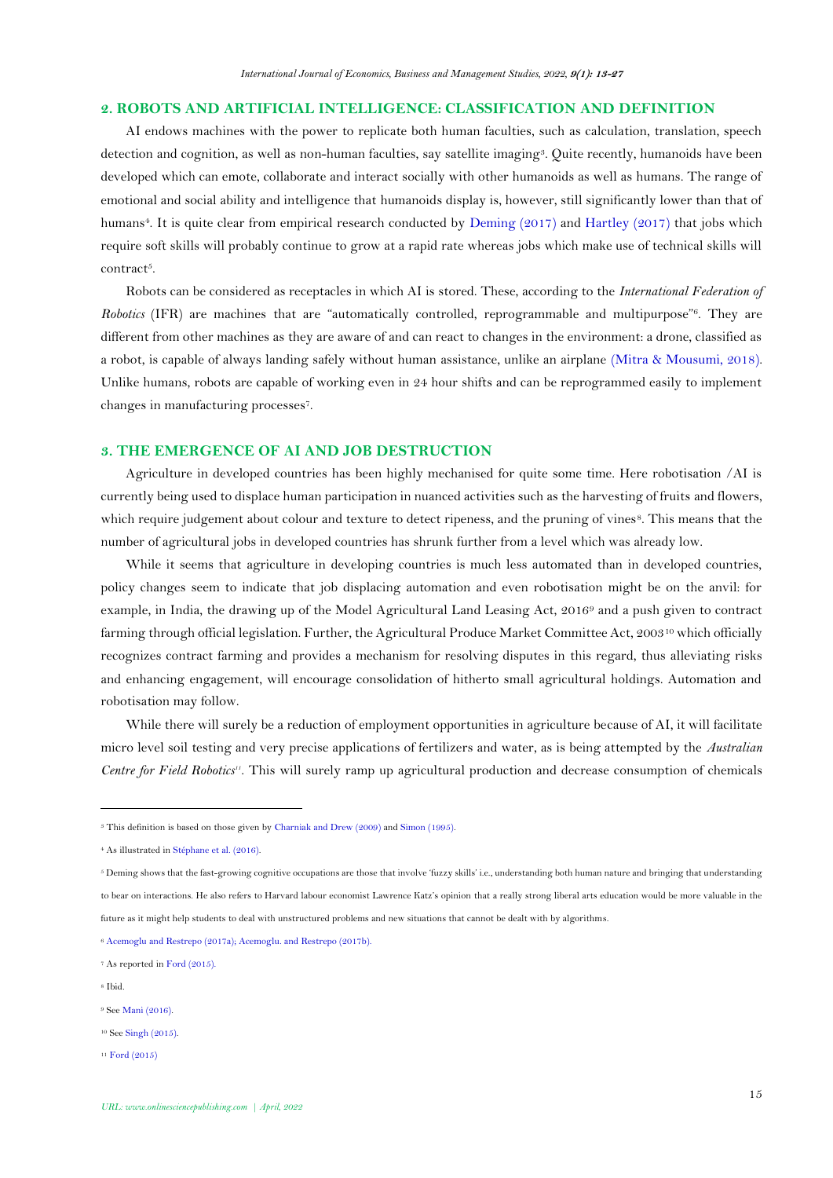## 2. ROBOTS AND ARTIFICIAL INTELLIGENCE: CLASSIFICATION AND DEFINITION

AI endows machines with the power to replicate both human faculties, such as calculation, translation, speech detection and cognition, as well as non-human faculties, say satellite imaging[3]. Quite recently, humanoids have been developed which can emote, collaborate and interact socially with other humanoids as well as humans. The range of emotional and social ability and intelligence that humanoids display is, however, still significantly lower than that of humans[4]. It is quite clear from empirical research conducted by Deming (2017) and Hartley (2017) that jobs which require soft skills will probably continue to grow at a rapid rate whereas jobs which make use of technical skills will contract[5].

Robots can be considered as receptacles in which AI is stored. These, according to the *International Federation of Robotics* (IFR) are machines that are "automatically controlled, reprogrammable and multipurpose"[6]. They are different from other machines as they are aware of and can react to changes in the environment: a drone, classified as a robot, is capable of always landing safely without human assistance, unlike an airplane (Mitra & Mousumi, 2018). Unlike humans, robots are capable of working even in 24 hour shifts and can be reprogrammed easily to implement changes in manufacturing processes[7].

## 3. THE EMERGENCE OF AI AND JOB DESTRUCTION

Agriculture in developed countries has been highly mechanised for quite some time. Here robotisation /AI is currently being used to displace human participation in nuanced activities such as the harvesting of fruits and flowers, which require judgement about colour and texture to detect ripeness, and the pruning of vines[8]. This means that the number of agricultural jobs in developed countries has shrunk further from a level which was already low.

While it seems that agriculture in developing countries is much less automated than in developed countries, policy changes seem to indicate that job displacing automation and even robotisation might be on the anvil: for example, in India, the drawing up of the Model Agricultural Land Leasing Act, 2016[9] and a push given to contract farming through official legislation. Further, the Agricultural Produce Market Committee Act, 2003[10] which officially recognizes contract farming and provides a mechanism for resolving disputes in this regard, thus alleviating risks and enhancing engagement, will encourage consolidation of hitherto small agricultural holdings. Automation and robotisation may follow.

While there will surely be a reduction of employment opportunities in agriculture because of AI, it will facilitate micro level soil testing and very precise applications of fertilizers and water, as is being attempted by the *Australian Centre for Field Robotics*[11]. This will surely ramp up agricultural production and decrease consumption of chemicals

---

[3] This definition is based on those given by Charniak and Drew (2009) and Simon (1995).

[4] As illustrated in Stéphane et al. (2016).

[5] Deming shows that the fast-growing cognitive occupations are those that involve 'fuzzy skills' i.e., understanding both human nature and bringing that understanding to bear on interactions. He also refers to Harvard labour economist Lawrence Katz's opinion that a really strong liberal arts education would be more valuable in the future as it might help students to deal with unstructured problems and new situations that cannot be dealt with by algorithms.

[6] Acemoglu and Restrepo (2017a); Acemoglu. and Restrepo (2017b).

[7] As reported in Ford (2015).

[8] Ibid.

[9] See Mani (2016).

[10] See Singh (2015).

[11] Ford (2015)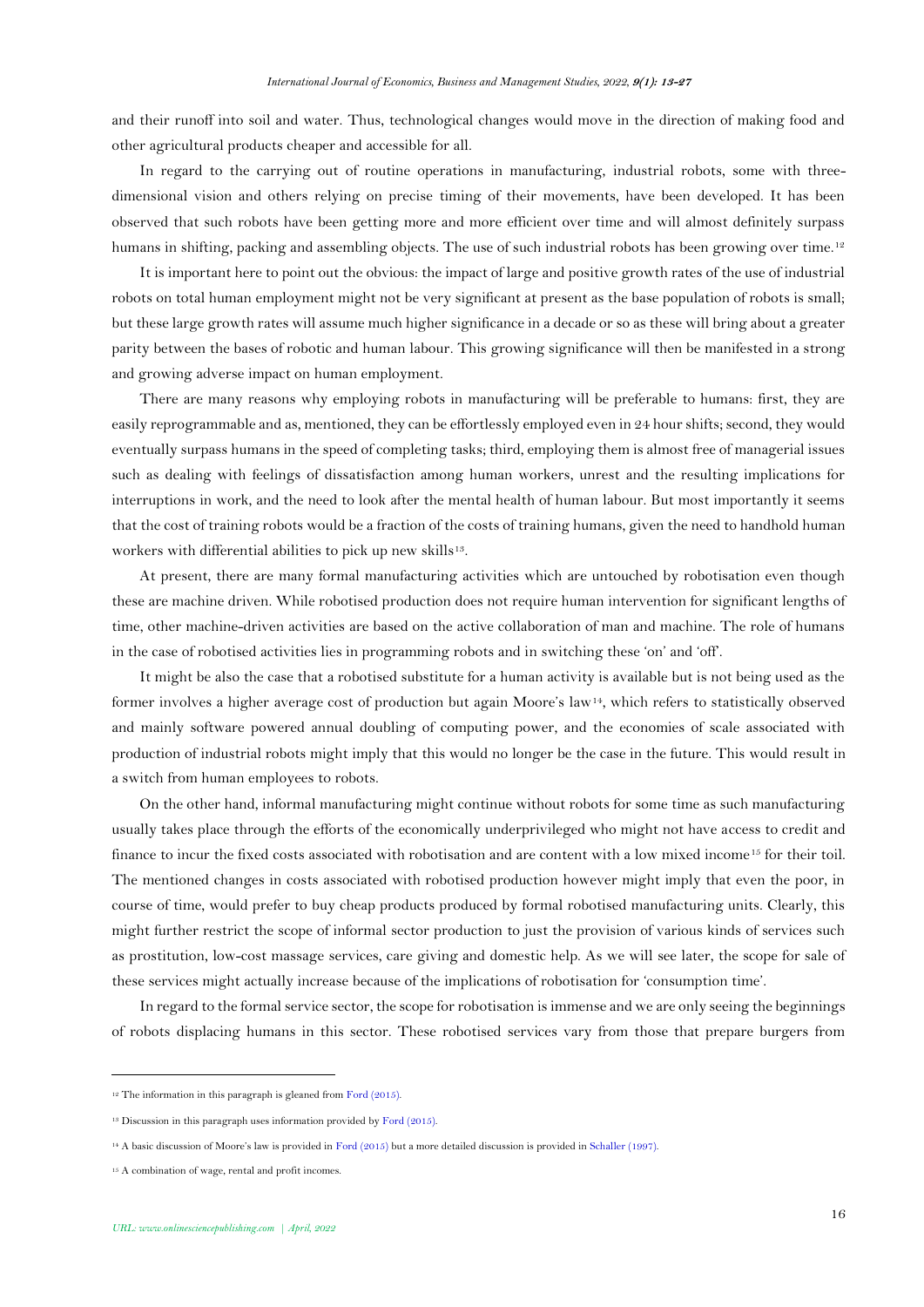and their runoff into soil and water. Thus, technological changes would move in the direction of making food and other agricultural products cheaper and accessible for all.

In regard to the carrying out of routine operations in manufacturing, industrial robots, some with three-dimensional vision and others relying on precise timing of their movements, have been developed. It has been observed that such robots have been getting more and more efficient over time and will almost definitely surpass humans in shifting, packing and assembling objects. The use of such industrial robots has been growing over time.[12]

It is important here to point out the obvious: the impact of large and positive growth rates of the use of industrial robots on total human employment might not be very significant at present as the base population of robots is small; but these large growth rates will assume much higher significance in a decade or so as these will bring about a greater parity between the bases of robotic and human labour. This growing significance will then be manifested in a strong and growing adverse impact on human employment.

There are many reasons why employing robots in manufacturing will be preferable to humans: first, they are easily reprogrammable and as, mentioned, they can be effortlessly employed even in 24 hour shifts; second, they would eventually surpass humans in the speed of completing tasks; third, employing them is almost free of managerial issues such as dealing with feelings of dissatisfaction among human workers, unrest and the resulting implications for interruptions in work, and the need to look after the mental health of human labour. But most importantly it seems that the cost of training robots would be a fraction of the costs of training humans, given the need to handhold human workers with differential abilities to pick up new skills[13].

At present, there are many formal manufacturing activities which are untouched by robotisation even though these are machine driven. While robotised production does not require human intervention for significant lengths of time, other machine-driven activities are based on the active collaboration of man and machine. The role of humans in the case of robotised activities lies in programming robots and in switching these 'on' and 'off'.

It might be also the case that a robotised substitute for a human activity is available but is not being used as the former involves a higher average cost of production but again Moore's law[14], which refers to statistically observed and mainly software powered annual doubling of computing power, and the economies of scale associated with production of industrial robots might imply that this would no longer be the case in the future. This would result in a switch from human employees to robots.

On the other hand, informal manufacturing might continue without robots for some time as such manufacturing usually takes place through the efforts of the economically underprivileged who might not have access to credit and finance to incur the fixed costs associated with robotisation and are content with a low mixed income[15] for their toil. The mentioned changes in costs associated with robotised production however might imply that even the poor, in course of time, would prefer to buy cheap products produced by formal robotised manufacturing units. Clearly, this might further restrict the scope of informal sector production to just the provision of various kinds of services such as prostitution, low-cost massage services, care giving and domestic help. As we will see later, the scope for sale of these services might actually increase because of the implications of robotisation for 'consumption time'.

In regard to the formal service sector, the scope for robotisation is immense and we are only seeing the beginnings of robots displacing humans in this sector. These robotised services vary from those that prepare burgers from

---

[12] The information in this paragraph is gleaned from Ford (2015).

[13] Discussion in this paragraph uses information provided by Ford (2015).

[14] A basic discussion of Moore's law is provided in Ford (2015) but a more detailed discussion is provided in Schaller (1997).

[15] A combination of wage, rental and profit incomes.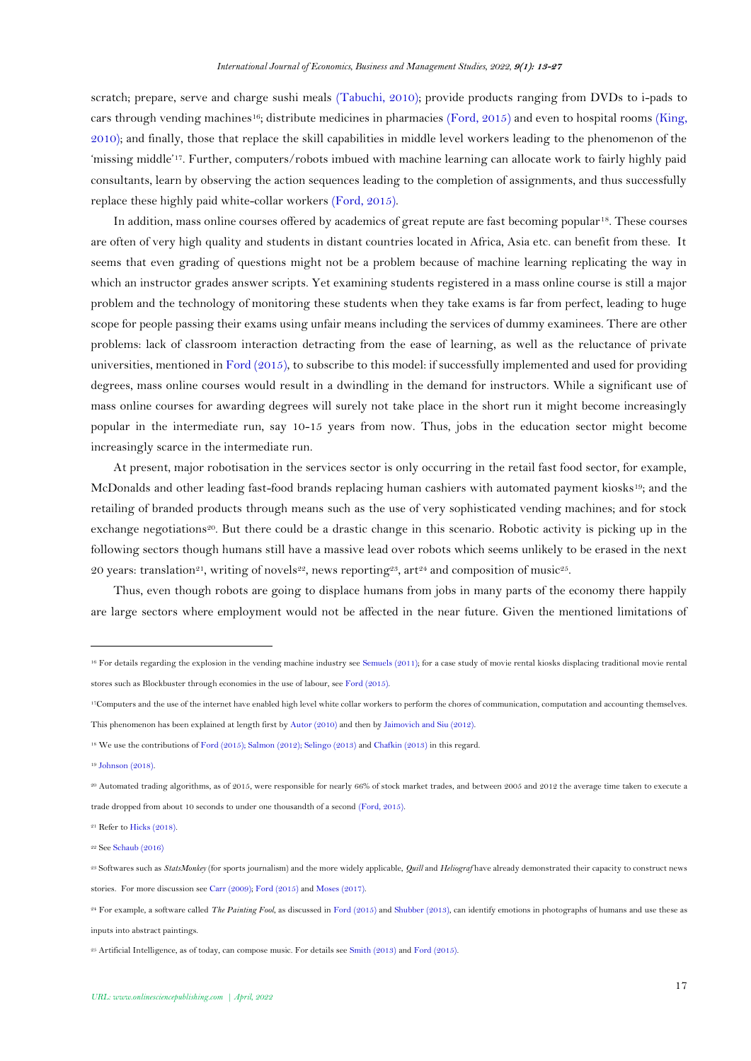scratch; prepare, serve and charge sushi meals (Tabuchi, 2010); provide products ranging from DVDs to i-pads to cars through vending machines[16]; distribute medicines in pharmacies (Ford, 2015) and even to hospital rooms (King, 2010); and finally, those that replace the skill capabilities in middle level workers leading to the phenomenon of the 'missing middle'[17]. Further, computers/robots imbued with machine learning can allocate work to fairly highly paid consultants, learn by observing the action sequences leading to the completion of assignments, and thus successfully replace these highly paid white-collar workers (Ford, 2015).

In addition, mass online courses offered by academics of great repute are fast becoming popular[18]. These courses are often of very high quality and students in distant countries located in Africa, Asia etc. can benefit from these. It seems that even grading of questions might not be a problem because of machine learning replicating the way in which an instructor grades answer scripts. Yet examining students registered in a mass online course is still a major problem and the technology of monitoring these students when they take exams is far from perfect, leading to huge scope for people passing their exams using unfair means including the services of dummy examinees. There are other problems: lack of classroom interaction detracting from the ease of learning, as well as the reluctance of private universities, mentioned in Ford (2015), to subscribe to this model: if successfully implemented and used for providing degrees, mass online courses would result in a dwindling in the demand for instructors. While a significant use of mass online courses for awarding degrees will surely not take place in the short run it might become increasingly popular in the intermediate run, say 10-15 years from now. Thus, jobs in the education sector might become increasingly scarce in the intermediate run.

At present, major robotisation in the services sector is only occurring in the retail fast food sector, for example, McDonalds and other leading fast-food brands replacing human cashiers with automated payment kiosks[19]; and the retailing of branded products through means such as the use of very sophisticated vending machines; and for stock exchange negotiations[20]. But there could be a drastic change in this scenario. Robotic activity is picking up in the following sectors though humans still have a massive lead over robots which seems unlikely to be erased in the next 20 years: translation[21], writing of novels[22], news reporting[23], art[24] and composition of music[25].

Thus, even though robots are going to displace humans from jobs in many parts of the economy there happily are large sectors where employment would not be affected in the near future. Given the mentioned limitations of

---

[16] For details regarding the explosion in the vending machine industry see Semuels (2011); for a case study of movie rental kiosks displacing traditional movie rental stores such as Blockbuster through economies in the use of labour, see Ford (2015).

[17] Computers and the use of the internet have enabled high level white collar workers to perform the chores of communication, computation and accounting themselves. This phenomenon has been explained at length first by Autor (2010) and then by Jaimovich and Siu (2012).

[18] We use the contributions of Ford (2015); Salmon (2012); Selingo (2013) and Chafkin (2013) in this regard.

[19] Johnson (2018).

[20] Automated trading algorithms, as of 2015, were responsible for nearly 66% of stock market trades, and between 2005 and 2012 the average time taken to execute a trade dropped from about 10 seconds to under one thousandth of a second (Ford, 2015).

[21] Refer to Hicks (2018).

[22] See Schaub (2016)

[23] Softwares such as *StatsMonkey* (for sports journalism) and the more widely applicable, *Quill* and *Heliograf* have already demonstrated their capacity to construct news stories. For more discussion see Carr (2009); Ford (2015) and Moses (2017).

[24] For example, a software called *The Painting Fool*, as discussed in Ford (2015) and Shubber (2013), can identify emotions in photographs of humans and use these as inputs into abstract paintings.

[25] Artificial Intelligence, as of today, can compose music. For details see Smith (2013) and Ford (2015).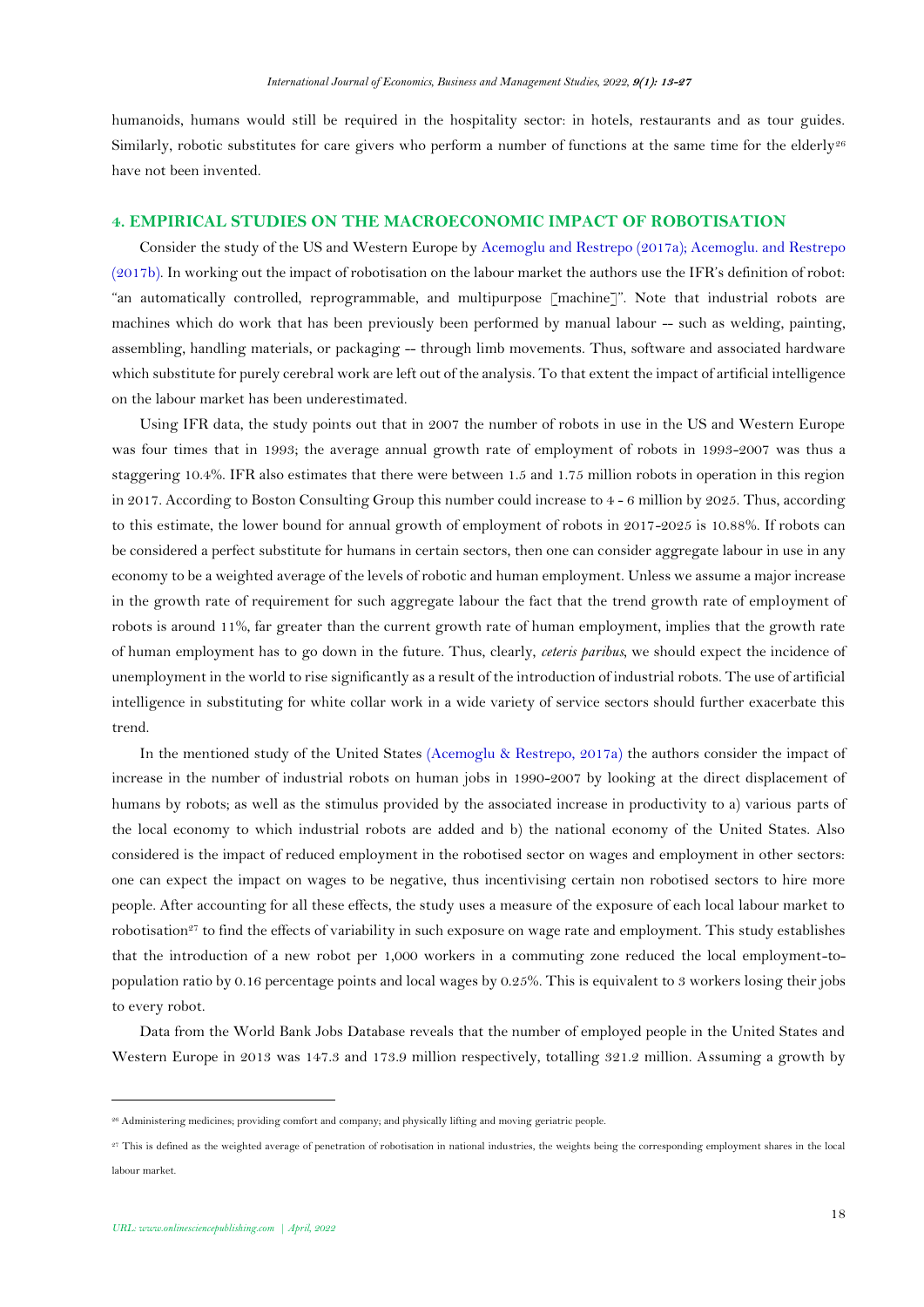humanoids, humans would still be required in the hospitality sector: in hotels, restaurants and as tour guides. Similarly, robotic substitutes for care givers who perform a number of functions at the same time for the elderly[26] have not been invented.

## 4. EMPIRICAL STUDIES ON THE MACROECONOMIC IMPACT OF ROBOTISATION

Consider the study of the US and Western Europe by Acemoglu and Restrepo (2017a); Acemoglu. and Restrepo (2017b). In working out the impact of robotisation on the labour market the authors use the IFR's definition of robot: "an automatically controlled, reprogrammable, and multipurpose [machine]". Note that industrial robots are machines which do work that has been previously been performed by manual labour -- such as welding, painting, assembling, handling materials, or packaging -- through limb movements. Thus, software and associated hardware which substitute for purely cerebral work are left out of the analysis. To that extent the impact of artificial intelligence on the labour market has been underestimated.

Using IFR data, the study points out that in 2007 the number of robots in use in the US and Western Europe was four times that in 1993; the average annual growth rate of employment of robots in 1993-2007 was thus a staggering 10.4%. IFR also estimates that there were between 1.5 and 1.75 million robots in operation in this region in 2017. According to Boston Consulting Group this number could increase to 4 - 6 million by 2025. Thus, according to this estimate, the lower bound for annual growth of employment of robots in 2017-2025 is 10.88%. If robots can be considered a perfect substitute for humans in certain sectors, then one can consider aggregate labour in use in any economy to be a weighted average of the levels of robotic and human employment. Unless we assume a major increase in the growth rate of requirement for such aggregate labour the fact that the trend growth rate of employment of robots is around 11%, far greater than the current growth rate of human employment, implies that the growth rate of human employment has to go down in the future. Thus, clearly, *ceteris paribus*, we should expect the incidence of unemployment in the world to rise significantly as a result of the introduction of industrial robots. The use of artificial intelligence in substituting for white collar work in a wide variety of service sectors should further exacerbate this trend.

In the mentioned study of the United States (Acemoglu & Restrepo, 2017a) the authors consider the impact of increase in the number of industrial robots on human jobs in 1990-2007 by looking at the direct displacement of humans by robots; as well as the stimulus provided by the associated increase in productivity to a) various parts of the local economy to which industrial robots are added and b) the national economy of the United States. Also considered is the impact of reduced employment in the robotised sector on wages and employment in other sectors: one can expect the impact on wages to be negative, thus incentivising certain non robotised sectors to hire more people. After accounting for all these effects, the study uses a measure of the exposure of each local labour market to robotisation[27] to find the effects of variability in such exposure on wage rate and employment. This study establishes that the introduction of a new robot per 1,000 workers in a commuting zone reduced the local employment-to-population ratio by 0.16 percentage points and local wages by 0.25%. This is equivalent to 3 workers losing their jobs to every robot.

Data from the World Bank Jobs Database reveals that the number of employed people in the United States and Western Europe in 2013 was 147.3 and 173.9 million respectively, totalling 321.2 million. Assuming a growth by

---

[26] Administering medicines; providing comfort and company; and physically lifting and moving geriatric people.

[27] This is defined as the weighted average of penetration of robotisation in national industries, the weights being the corresponding employment shares in the local labour market.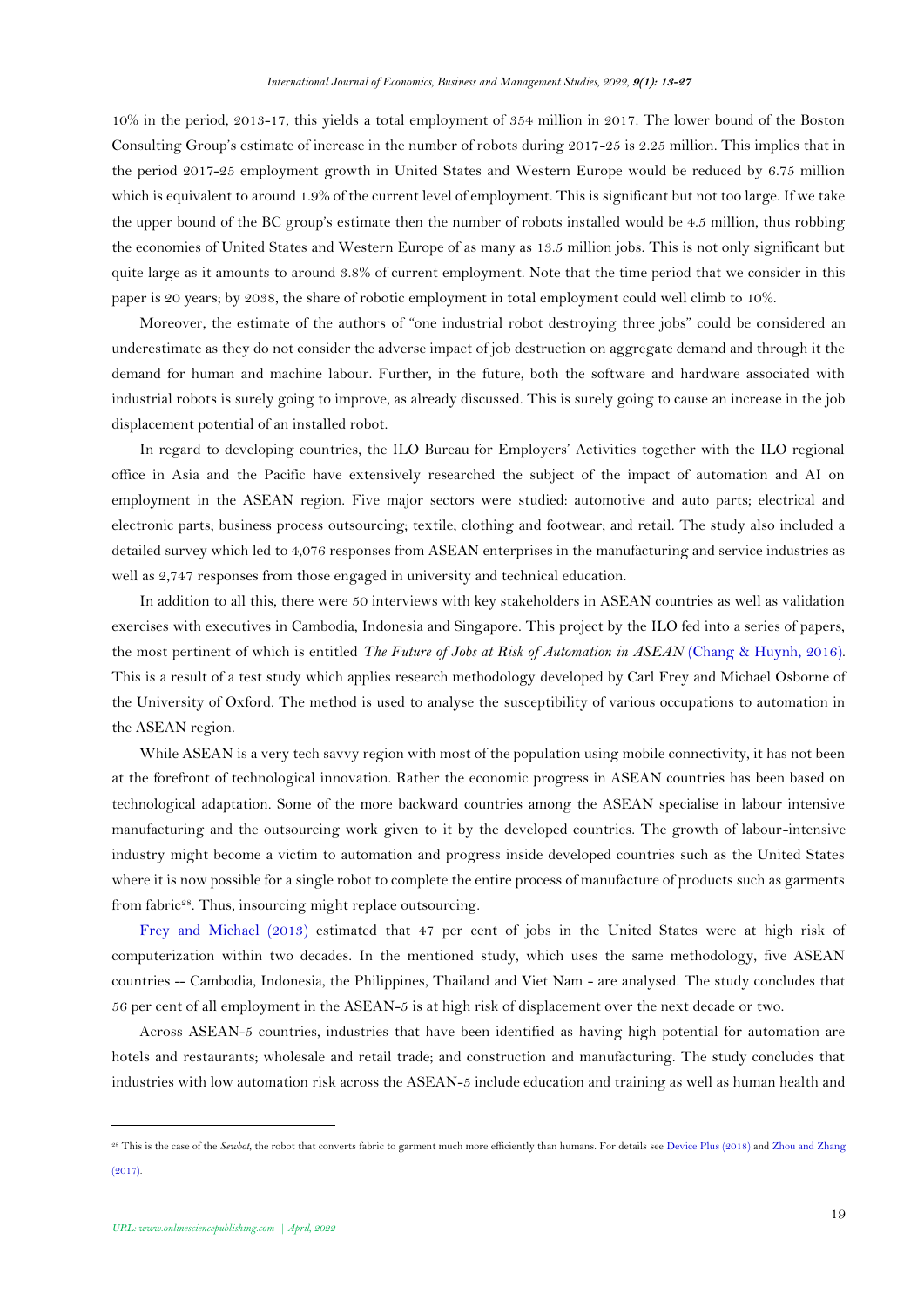10% in the period, 2013-17, this yields a total employment of 354 million in 2017. The lower bound of the Boston Consulting Group's estimate of increase in the number of robots during 2017-25 is 2.25 million. This implies that in the period 2017-25 employment growth in United States and Western Europe would be reduced by 6.75 million which is equivalent to around 1.9% of the current level of employment. This is significant but not too large. If we take the upper bound of the BC group's estimate then the number of robots installed would be 4.5 million, thus robbing the economies of United States and Western Europe of as many as 13.5 million jobs. This is not only significant but quite large as it amounts to around 3.8% of current employment. Note that the time period that we consider in this paper is 20 years; by 2038, the share of robotic employment in total employment could well climb to 10%.

Moreover, the estimate of the authors of "one industrial robot destroying three jobs" could be considered an underestimate as they do not consider the adverse impact of job destruction on aggregate demand and through it the demand for human and machine labour. Further, in the future, both the software and hardware associated with industrial robots is surely going to improve, as already discussed. This is surely going to cause an increase in the job displacement potential of an installed robot.

In regard to developing countries, the ILO Bureau for Employers' Activities together with the ILO regional office in Asia and the Pacific have extensively researched the subject of the impact of automation and AI on employment in the ASEAN region. Five major sectors were studied: automotive and auto parts; electrical and electronic parts; business process outsourcing; textile; clothing and footwear; and retail. The study also included a detailed survey which led to 4,076 responses from ASEAN enterprises in the manufacturing and service industries as well as 2,747 responses from those engaged in university and technical education.

In addition to all this, there were 50 interviews with key stakeholders in ASEAN countries as well as validation exercises with executives in Cambodia, Indonesia and Singapore. This project by the ILO fed into a series of papers, the most pertinent of which is entitled *The Future of Jobs at Risk of Automation in ASEAN* (Chang & Huynh, 2016). This is a result of a test study which applies research methodology developed by Carl Frey and Michael Osborne of the University of Oxford. The method is used to analyse the susceptibility of various occupations to automation in the ASEAN region.

While ASEAN is a very tech savvy region with most of the population using mobile connectivity, it has not been at the forefront of technological innovation. Rather the economic progress in ASEAN countries has been based on technological adaptation. Some of the more backward countries among the ASEAN specialise in labour intensive manufacturing and the outsourcing work given to it by the developed countries. The growth of labour-intensive industry might become a victim to automation and progress inside developed countries such as the United States where it is now possible for a single robot to complete the entire process of manufacture of products such as garments from fabric[28]. Thus, insourcing might replace outsourcing.

Frey and Michael (2013) estimated that 47 per cent of jobs in the United States were at high risk of computerization within two decades. In the mentioned study, which uses the same methodology, five ASEAN countries -- Cambodia, Indonesia, the Philippines, Thailand and Viet Nam - are analysed. The study concludes that 56 per cent of all employment in the ASEAN-5 is at high risk of displacement over the next decade or two.

Across ASEAN-5 countries, industries that have been identified as having high potential for automation are hotels and restaurants; wholesale and retail trade; and construction and manufacturing. The study concludes that industries with low automation risk across the ASEAN-5 include education and training as well as human health and

---

[28] This is the case of the *Sewbot*, the robot that converts fabric to garment much more efficiently than humans. For details see Device Plus (2018) and Zhou and Zhang (2017).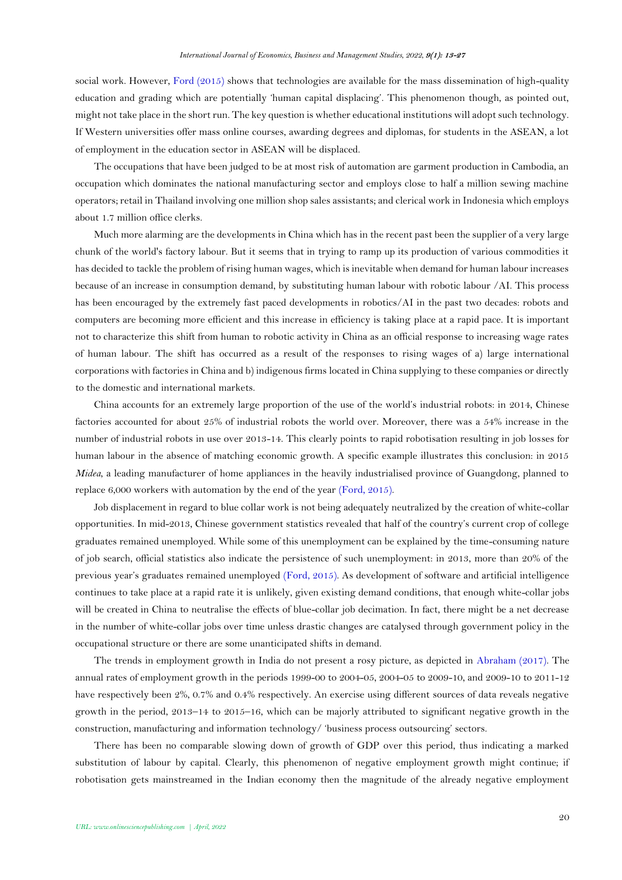social work. However, Ford (2015) shows that technologies are available for the mass dissemination of high-quality education and grading which are potentially 'human capital displacing'. This phenomenon though, as pointed out, might not take place in the short run. The key question is whether educational institutions will adopt such technology. If Western universities offer mass online courses, awarding degrees and diplomas, for students in the ASEAN, a lot of employment in the education sector in ASEAN will be displaced.

The occupations that have been judged to be at most risk of automation are garment production in Cambodia, an occupation which dominates the national manufacturing sector and employs close to half a million sewing machine operators; retail in Thailand involving one million shop sales assistants; and clerical work in Indonesia which employs about 1.7 million office clerks.

Much more alarming are the developments in China which has in the recent past been the supplier of a very large chunk of the world's factory labour. But it seems that in trying to ramp up its production of various commodities it has decided to tackle the problem of rising human wages, which is inevitable when demand for human labour increases because of an increase in consumption demand, by substituting human labour with robotic labour /AI. This process has been encouraged by the extremely fast paced developments in robotics/AI in the past two decades: robots and computers are becoming more efficient and this increase in efficiency is taking place at a rapid pace. It is important not to characterize this shift from human to robotic activity in China as an official response to increasing wage rates of human labour. The shift has occurred as a result of the responses to rising wages of a) large international corporations with factories in China and b) indigenous firms located in China supplying to these companies or directly to the domestic and international markets.

China accounts for an extremely large proportion of the use of the world's industrial robots: in 2014, Chinese factories accounted for about 25% of industrial robots the world over. Moreover, there was a 54% increase in the number of industrial robots in use over 2013-14. This clearly points to rapid robotisation resulting in job losses for human labour in the absence of matching economic growth. A specific example illustrates this conclusion: in 2015 *Midea*, a leading manufacturer of home appliances in the heavily industrialised province of Guangdong, planned to replace 6,000 workers with automation by the end of the year (Ford, 2015).

Job displacement in regard to blue collar work is not being adequately neutralized by the creation of white-collar opportunities. In mid-2013, Chinese government statistics revealed that half of the country's current crop of college graduates remained unemployed. While some of this unemployment can be explained by the time-consuming nature of job search, official statistics also indicate the persistence of such unemployment: in 2013, more than 20% of the previous year's graduates remained unemployed (Ford, 2015). As development of software and artificial intelligence continues to take place at a rapid rate it is unlikely, given existing demand conditions, that enough white-collar jobs will be created in China to neutralise the effects of blue-collar job decimation. In fact, there might be a net decrease in the number of white-collar jobs over time unless drastic changes are catalysed through government policy in the occupational structure or there are some unanticipated shifts in demand.

The trends in employment growth in India do not present a rosy picture, as depicted in Abraham (2017). The annual rates of employment growth in the periods 1999-00 to 2004-05, 2004-05 to 2009-10, and 2009-10 to 2011-12 have respectively been 2%, 0.7% and 0.4% respectively. An exercise using different sources of data reveals negative growth in the period, 2013–14 to 2015–16, which can be majorly attributed to significant negative growth in the construction, manufacturing and information technology/ 'business process outsourcing' sectors.

There has been no comparable slowing down of growth of GDP over this period, thus indicating a marked substitution of labour by capital. Clearly, this phenomenon of negative employment growth might continue; if robotisation gets mainstreamed in the Indian economy then the magnitude of the already negative employment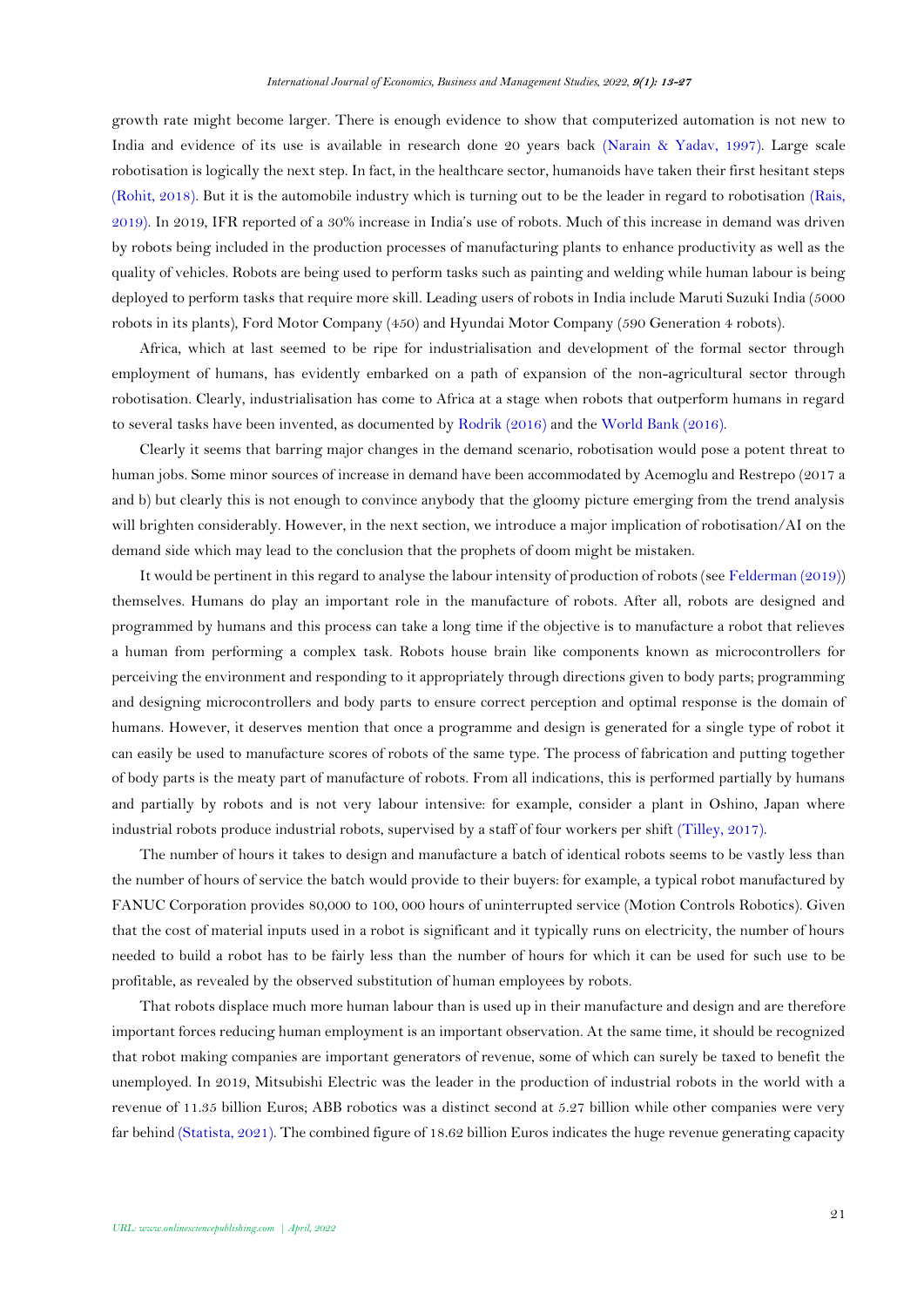growth rate might become larger. There is enough evidence to show that computerized automation is not new to India and evidence of its use is available in research done 20 years back (Narain & Yadav, 1997). Large scale robotisation is logically the next step. In fact, in the healthcare sector, humanoids have taken their first hesitant steps (Rohit, 2018). But it is the automobile industry which is turning out to be the leader in regard to robotisation (Rais, 2019). In 2019, IFR reported of a 30% increase in India's use of robots. Much of this increase in demand was driven by robots being included in the production processes of manufacturing plants to enhance productivity as well as the quality of vehicles. Robots are being used to perform tasks such as painting and welding while human labour is being deployed to perform tasks that require more skill. Leading users of robots in India include Maruti Suzuki India (5000 robots in its plants), Ford Motor Company (450) and Hyundai Motor Company (590 Generation 4 robots).

Africa, which at last seemed to be ripe for industrialisation and development of the formal sector through employment of humans, has evidently embarked on a path of expansion of the non-agricultural sector through robotisation. Clearly, industrialisation has come to Africa at a stage when robots that outperform humans in regard to several tasks have been invented, as documented by Rodrik (2016) and the World Bank (2016).

Clearly it seems that barring major changes in the demand scenario, robotisation would pose a potent threat to human jobs. Some minor sources of increase in demand have been accommodated by Acemoglu and Restrepo (2017 a and b) but clearly this is not enough to convince anybody that the gloomy picture emerging from the trend analysis will brighten considerably. However, in the next section, we introduce a major implication of robotisation/AI on the demand side which may lead to the conclusion that the prophets of doom might be mistaken.

It would be pertinent in this regard to analyse the labour intensity of production of robots (see Felderman (2019)) themselves. Humans do play an important role in the manufacture of robots. After all, robots are designed and programmed by humans and this process can take a long time if the objective is to manufacture a robot that relieves a human from performing a complex task. Robots house brain like components known as microcontrollers for perceiving the environment and responding to it appropriately through directions given to body parts; programming and designing microcontrollers and body parts to ensure correct perception and optimal response is the domain of humans. However, it deserves mention that once a programme and design is generated for a single type of robot it can easily be used to manufacture scores of robots of the same type. The process of fabrication and putting together of body parts is the meaty part of manufacture of robots. From all indications, this is performed partially by humans and partially by robots and is not very labour intensive: for example, consider a plant in Oshino, Japan where industrial robots produce industrial robots, supervised by a staff of four workers per shift (Tilley, 2017).

The number of hours it takes to design and manufacture a batch of identical robots seems to be vastly less than the number of hours of service the batch would provide to their buyers: for example, a typical robot manufactured by FANUC Corporation provides 80,000 to 100, 000 hours of uninterrupted service (Motion Controls Robotics). Given that the cost of material inputs used in a robot is significant and it typically runs on electricity, the number of hours needed to build a robot has to be fairly less than the number of hours for which it can be used for such use to be profitable, as revealed by the observed substitution of human employees by robots.

That robots displace much more human labour than is used up in their manufacture and design and are therefore important forces reducing human employment is an important observation. At the same time, it should be recognized that robot making companies are important generators of revenue, some of which can surely be taxed to benefit the unemployed. In 2019, Mitsubishi Electric was the leader in the production of industrial robots in the world with a revenue of 11.35 billion Euros; ABB robotics was a distinct second at 5.27 billion while other companies were very far behind (Statista, 2021). The combined figure of 18.62 billion Euros indicates the huge revenue generating capacity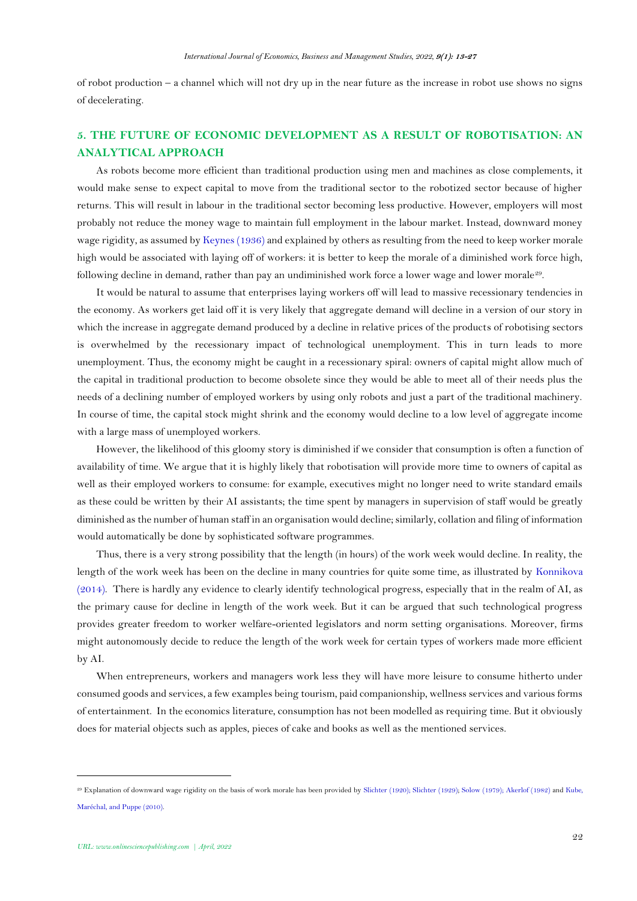of robot production – a channel which will not dry up in the near future as the increase in robot use shows no signs of decelerating.

## 5. THE FUTURE OF ECONOMIC DEVELOPMENT AS A RESULT OF ROBOTISATION: AN ANALYTICAL APPROACH

As robots become more efficient than traditional production using men and machines as close complements, it would make sense to expect capital to move from the traditional sector to the robotized sector because of higher returns. This will result in labour in the traditional sector becoming less productive. However, employers will most probably not reduce the money wage to maintain full employment in the labour market. Instead, downward money wage rigidity, as assumed by Keynes (1936) and explained by others as resulting from the need to keep worker morale high would be associated with laying off of workers: it is better to keep the morale of a diminished work force high, following decline in demand, rather than pay an undiminished work force a lower wage and lower morale[29].

It would be natural to assume that enterprises laying workers off will lead to massive recessionary tendencies in the economy. As workers get laid off it is very likely that aggregate demand will decline in a version of our story in which the increase in aggregate demand produced by a decline in relative prices of the products of robotising sectors is overwhelmed by the recessionary impact of technological unemployment. This in turn leads to more unemployment. Thus, the economy might be caught in a recessionary spiral: owners of capital might allow much of the capital in traditional production to become obsolete since they would be able to meet all of their needs plus the needs of a declining number of employed workers by using only robots and just a part of the traditional machinery. In course of time, the capital stock might shrink and the economy would decline to a low level of aggregate income with a large mass of unemployed workers.

However, the likelihood of this gloomy story is diminished if we consider that consumption is often a function of availability of time. We argue that it is highly likely that robotisation will provide more time to owners of capital as well as their employed workers to consume: for example, executives might no longer need to write standard emails as these could be written by their AI assistants; the time spent by managers in supervision of staff would be greatly diminished as the number of human staff in an organisation would decline; similarly, collation and filing of information would automatically be done by sophisticated software programmes.

Thus, there is a very strong possibility that the length (in hours) of the work week would decline. In reality, the length of the work week has been on the decline in many countries for quite some time, as illustrated by Konnikova (2014). There is hardly any evidence to clearly identify technological progress, especially that in the realm of AI, as the primary cause for decline in length of the work week. But it can be argued that such technological progress provides greater freedom to worker welfare-oriented legislators and norm setting organisations. Moreover, firms might autonomously decide to reduce the length of the work week for certain types of workers made more efficient by AI.

When entrepreneurs, workers and managers work less they will have more leisure to consume hitherto under consumed goods and services, a few examples being tourism, paid companionship, wellness services and various forms of entertainment. In the economics literature, consumption has not been modelled as requiring time. But it obviously does for material objects such as apples, pieces of cake and books as well as the mentioned services.

---

[29] Explanation of downward wage rigidity on the basis of work morale has been provided by Slichter (1920); Slichter (1929); Solow (1979); Akerlof (1982) and Kube, Maréchal, and Puppe (2010).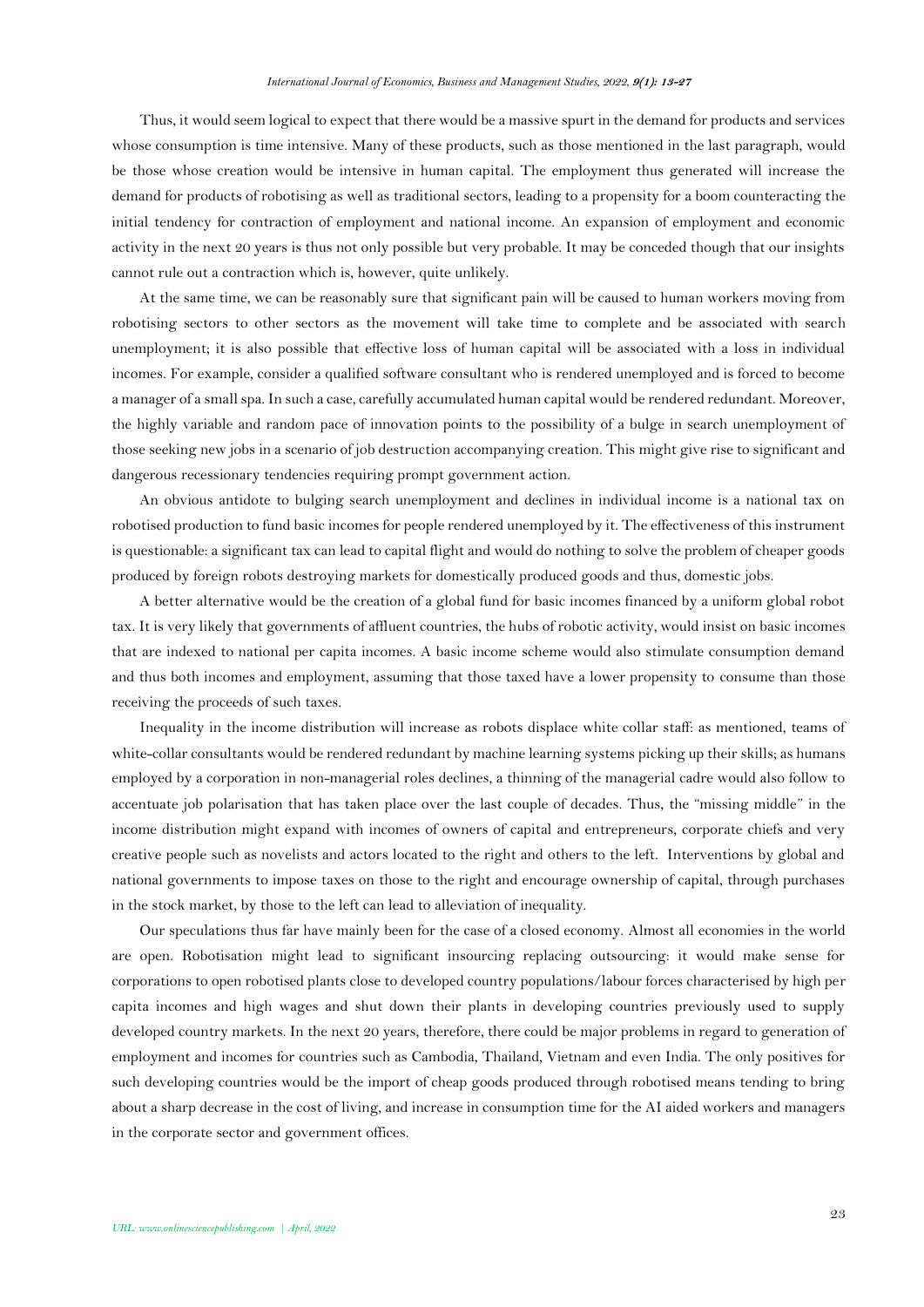Thus, it would seem logical to expect that there would be a massive spurt in the demand for products and services whose consumption is time intensive. Many of these products, such as those mentioned in the last paragraph, would be those whose creation would be intensive in human capital. The employment thus generated will increase the demand for products of robotising as well as traditional sectors, leading to a propensity for a boom counteracting the initial tendency for contraction of employment and national income. An expansion of employment and economic activity in the next 20 years is thus not only possible but very probable. It may be conceded though that our insights cannot rule out a contraction which is, however, quite unlikely.

At the same time, we can be reasonably sure that significant pain will be caused to human workers moving from robotising sectors to other sectors as the movement will take time to complete and be associated with search unemployment; it is also possible that effective loss of human capital will be associated with a loss in individual incomes. For example, consider a qualified software consultant who is rendered unemployed and is forced to become a manager of a small spa. In such a case, carefully accumulated human capital would be rendered redundant. Moreover, the highly variable and random pace of innovation points to the possibility of a bulge in search unemployment of those seeking new jobs in a scenario of job destruction accompanying creation. This might give rise to significant and dangerous recessionary tendencies requiring prompt government action.

An obvious antidote to bulging search unemployment and declines in individual income is a national tax on robotised production to fund basic incomes for people rendered unemployed by it. The effectiveness of this instrument is questionable: a significant tax can lead to capital flight and would do nothing to solve the problem of cheaper goods produced by foreign robots destroying markets for domestically produced goods and thus, domestic jobs.

A better alternative would be the creation of a global fund for basic incomes financed by a uniform global robot tax. It is very likely that governments of affluent countries, the hubs of robotic activity, would insist on basic incomes that are indexed to national per capita incomes. A basic income scheme would also stimulate consumption demand and thus both incomes and employment, assuming that those taxed have a lower propensity to consume than those receiving the proceeds of such taxes.

Inequality in the income distribution will increase as robots displace white collar staff: as mentioned, teams of white-collar consultants would be rendered redundant by machine learning systems picking up their skills; as humans employed by a corporation in non-managerial roles declines, a thinning of the managerial cadre would also follow to accentuate job polarisation that has taken place over the last couple of decades. Thus, the "missing middle" in the income distribution might expand with incomes of owners of capital and entrepreneurs, corporate chiefs and very creative people such as novelists and actors located to the right and others to the left. Interventions by global and national governments to impose taxes on those to the right and encourage ownership of capital, through purchases in the stock market, by those to the left can lead to alleviation of inequality.

Our speculations thus far have mainly been for the case of a closed economy. Almost all economies in the world are open. Robotisation might lead to significant insourcing replacing outsourcing: it would make sense for corporations to open robotised plants close to developed country populations/labour forces characterised by high per capita incomes and high wages and shut down their plants in developing countries previously used to supply developed country markets. In the next 20 years, therefore, there could be major problems in regard to generation of employment and incomes for countries such as Cambodia, Thailand, Vietnam and even India. The only positives for such developing countries would be the import of cheap goods produced through robotised means tending to bring about a sharp decrease in the cost of living, and increase in consumption time for the AI aided workers and managers in the corporate sector and government offices.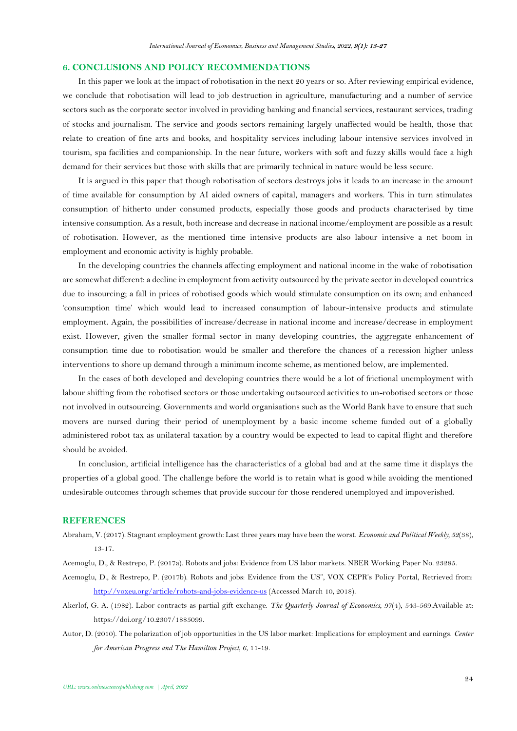## 6. CONCLUSIONS AND POLICY RECOMMENDATIONS

In this paper we look at the impact of robotisation in the next 20 years or so. After reviewing empirical evidence, we conclude that robotisation will lead to job destruction in agriculture, manufacturing and a number of service sectors such as the corporate sector involved in providing banking and financial services, restaurant services, trading of stocks and journalism. The service and goods sectors remaining largely unaffected would be health, those that relate to creation of fine arts and books, and hospitality services including labour intensive services involved in tourism, spa facilities and companionship. In the near future, workers with soft and fuzzy skills would face a high demand for their services but those with skills that are primarily technical in nature would be less secure.

It is argued in this paper that though robotisation of sectors destroys jobs it leads to an increase in the amount of time available for consumption by AI aided owners of capital, managers and workers. This in turn stimulates consumption of hitherto under consumed products, especially those goods and products characterised by time intensive consumption. As a result, both increase and decrease in national income/employment are possible as a result of robotisation. However, as the mentioned time intensive products are also labour intensive a net boom in employment and economic activity is highly probable.

In the developing countries the channels affecting employment and national income in the wake of robotisation are somewhat different: a decline in employment from activity outsourced by the private sector in developed countries due to insourcing; a fall in prices of robotised goods which would stimulate consumption on its own; and enhanced 'consumption time' which would lead to increased consumption of labour-intensive products and stimulate employment. Again, the possibilities of increase/decrease in national income and increase/decrease in employment exist. However, given the smaller formal sector in many developing countries, the aggregate enhancement of consumption time due to robotisation would be smaller and therefore the chances of a recession higher unless interventions to shore up demand through a minimum income scheme, as mentioned below, are implemented.

In the cases of both developed and developing countries there would be a lot of frictional unemployment with labour shifting from the robotised sectors or those undertaking outsourced activities to un-robotised sectors or those not involved in outsourcing. Governments and world organisations such as the World Bank have to ensure that such movers are nursed during their period of unemployment by a basic income scheme funded out of a globally administered robot tax as unilateral taxation by a country would be expected to lead to capital flight and therefore should be avoided.

In conclusion, artificial intelligence has the characteristics of a global bad and at the same time it displays the properties of a global good. The challenge before the world is to retain what is good while avoiding the mentioned undesirable outcomes through schemes that provide succour for those rendered unemployed and impoverished.

## REFERENCES

Abraham, V. (2017). Stagnant employment growth: Last three years may have been the worst. *Economic and Political Weekly, 52*(38), 13-17.

Acemoglu, D., & Restrepo, P. (2017a). Robots and jobs: Evidence from US labor markets. NBER Working Paper No. 23285.

Acemoglu, D., & Restrepo, P. (2017b). Robots and jobs: Evidence from the US", VOX CEPR's Policy Portal, Retrieved from: http://voxeu.org/article/robots-and-jobs-evidence-us (Accessed March 10, 2018).

Akerlof, G. A. (1982). Labor contracts as partial gift exchange. *The Quarterly Journal of Economics, 97*(4), 543-569.Available at: https://doi.org/10.2307/1885099.

Autor, D. (2010). The polarization of job opportunities in the US labor market: Implications for employment and earnings. *Center for American Progress and The Hamilton Project, 6*, 11-19.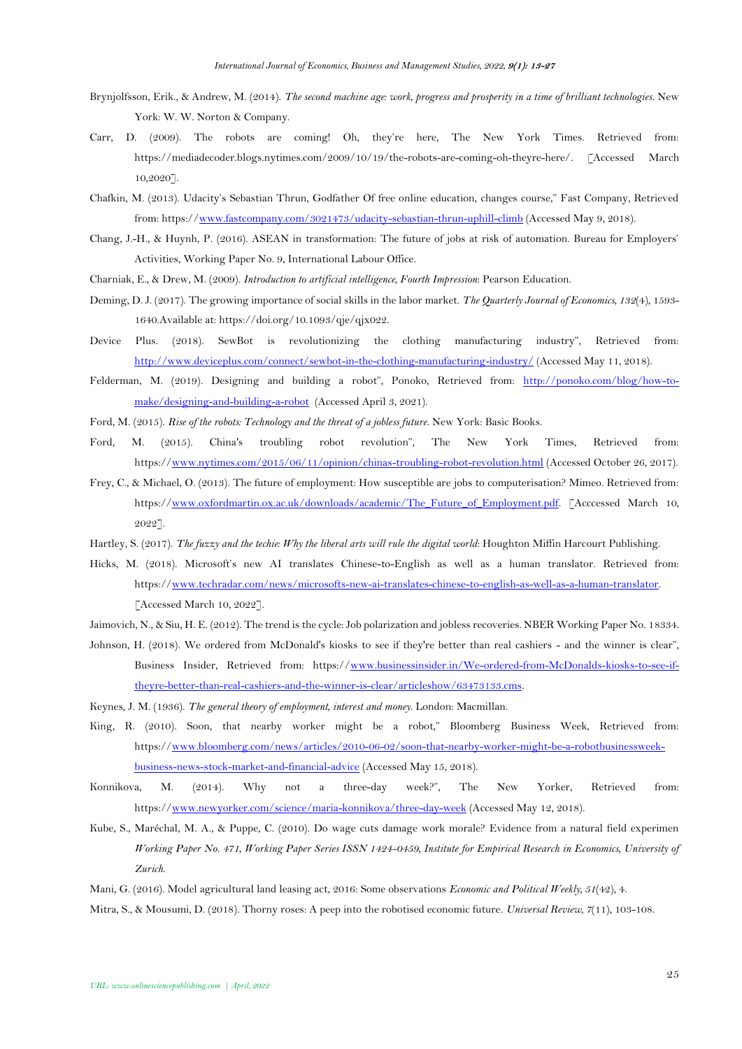Brynjolfsson, Erik., & Andrew, M. (2014). *The second machine age: work, progress and prosperity in a time of brilliant technologies*. New York: W. W. Norton & Company.

Carr, D. (2009). The robots are coming! Oh, they're here, The New York Times. Retrieved from: https://mediadecoder.blogs.nytimes.com/2009/10/19/the-robots-are-coming-oh-theyre-here/. [Accessed March 10,2020].

Chafkin, M. (2013). Udacity's Sebastian Thrun, Godfather Of free online education, changes course," Fast Company, Retrieved from: https://www.fastcompany.com/3021473/udacity-sebastian-thrun-uphill-climb (Accessed May 9, 2018).

Chang, J.-H., & Huynh, P. (2016). ASEAN in transformation: The future of jobs at risk of automation. Bureau for Employers' Activities, Working Paper No. 9, International Labour Office.

Charniak, E., & Drew, M. (2009). *Introduction to artificial intelligence, Fourth Impression*: Pearson Education.

Deming, D. J. (2017). The growing importance of social skills in the labor market. *The Quarterly Journal of Economics, 132*(4), 1593-1640.Available at: https://doi.org/10.1093/qje/qjx022.

Device Plus. (2018). SewBot is revolutionizing the clothing manufacturing industry", Retrieved from: http://www.deviceplus.com/connect/sewbot-in-the-clothing-manufacturing-industry/ (Accessed May 11, 2018).

Felderman, M. (2019). Designing and building a robot", Ponoko, Retrieved from: http://ponoko.com/blog/how-to-make/designing-and-building-a-robot (Accessed April 3, 2021).

Ford, M. (2015). *Rise of the robots: Technology and the threat of a jobless future*. New York: Basic Books.

Ford, M. (2015). China's troubling robot revolution", The New York Times, Retrieved from: https://www.nytimes.com/2015/06/11/opinion/chinas-troubling-robot-revolution.html (Accessed October 26, 2017).

Frey, C., & Michael, O. (2013). The future of employment: How susceptible are jobs to computerisation? Mimeo. Retrieved from: https://www.oxfordmartin.ox.ac.uk/downloads/academic/The_Future_of_Employment.pdf. [Acccessed March 10, 2022].

Hartley, S. (2017). *The fuzzy and the techie: Why the liberal arts will rule the digital world*: Houghton Miffin Harcourt Publishing.

Hicks, M. (2018). Microsoft's new AI translates Chinese-to-English as well as a human translator. Retrieved from: https://www.techradar.com/news/microsofts-new-ai-translates-chinese-to-english-as-well-as-a-human-translator. [Accessed March 10, 2022].

Jaimovich, N., & Siu, H. E. (2012). The trend is the cycle: Job polarization and jobless recoveries. NBER Working Paper No. 18334.

Johnson, H. (2018). We ordered from McDonald's kiosks to see if they're better than real cashiers - and the winner is clear", Business Insider, Retrieved from: https://www.businessinsider.in/We-ordered-from-McDonalds-kiosks-to-see-if-theyre-better-than-real-cashiers-and-the-winner-is-clear/articleshow/63473133.cms.

Keynes, J. M. (1936). *The general theory of employment, interest and money*. London: Macmillan.

King, R. (2010). Soon, that nearby worker might be a robot," Bloomberg Business Week, Retrieved from: https://www.bloomberg.com/news/articles/2010-06-02/soon-that-nearby-worker-might-be-a-robotbusinessweek-business-news-stock-market-and-financial-advice (Accessed May 15, 2018).

Konnikova, M. (2014). Why not a three-day week?", The New Yorker, Retrieved from: https://www.newyorker.com/science/maria-konnikova/three-day-week (Accessed May 12, 2018).

Kube, S., Maréchal, M. A., & Puppe, C. (2010). Do wage cuts damage work morale? Evidence from a natural field experimen *Working Paper No. 471, Working Paper Series ISSN 1424-0459, Institute for Empirical Research in Economics, University of Zurich*.

Mani, G. (2016). Model agricultural land leasing act, 2016: Some observations *Economic and Political Weekly, 51*(42), 4.

Mitra, S., & Mousumi, D. (2018). Thorny roses: A peep into the robotised economic future. *Universal Review, 7*(11), 103-108.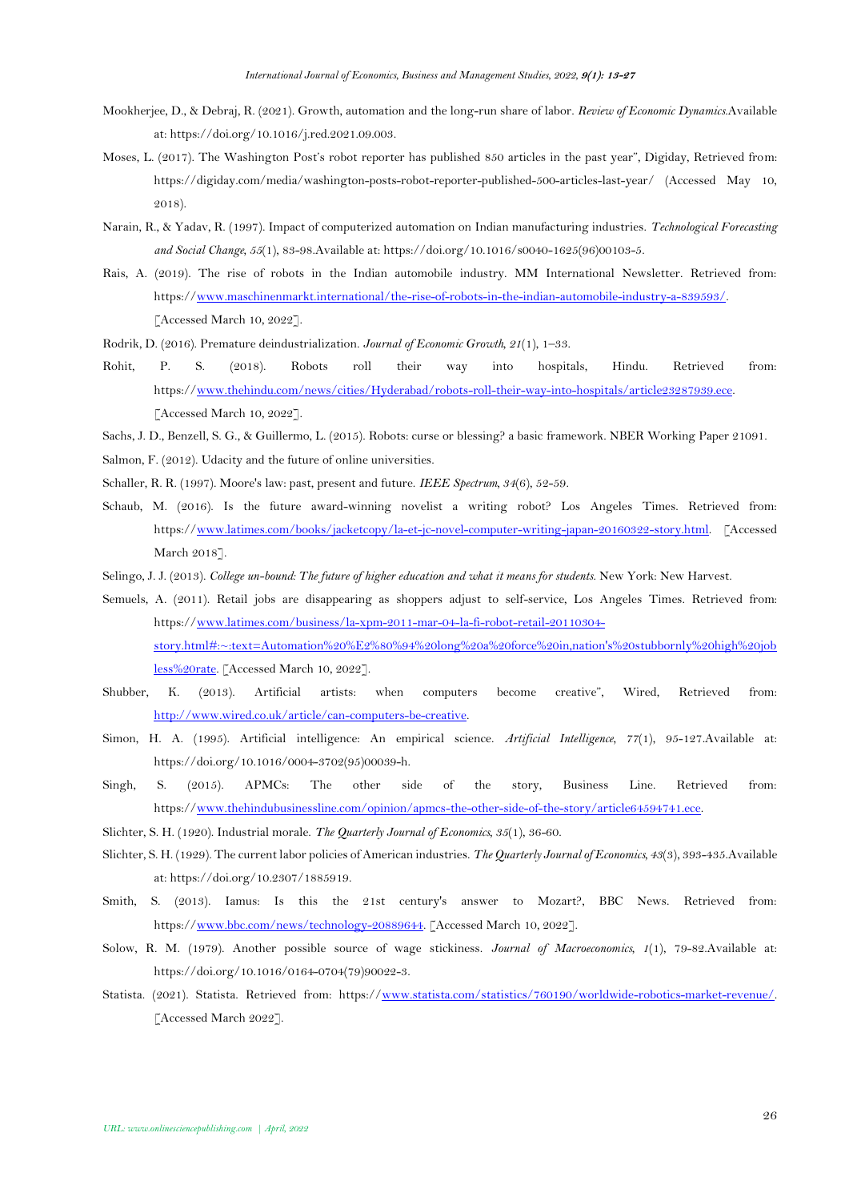Mookherjee, D., & Debraj, R. (2021). Growth, automation and the long-run share of labor. *Review of Economic Dynamics*.Available at: https://doi.org/10.1016/j.red.2021.09.003.

Moses, L. (2017). The Washington Post's robot reporter has published 850 articles in the past year", Digiday, Retrieved from: https://digiday.com/media/washington-posts-robot-reporter-published-500-articles-last-year/ (Accessed May 10, 2018).

Narain, R., & Yadav, R. (1997). Impact of computerized automation on Indian manufacturing industries. *Technological Forecasting and Social Change, 55*(1), 83-98.Available at: https://doi.org/10.1016/s0040-1625(96)00103-5.

Rais, A. (2019). The rise of robots in the Indian automobile industry. MM International Newsletter. Retrieved from: https://www.maschinenmarkt.international/the-rise-of-robots-in-the-indian-automobile-industry-a-839593/. [Accessed March 10, 2022].

Rodrik, D. (2016). Premature deindustrialization. *Journal of Economic Growth, 21*(1), 1–33.

Rohit, P. S. (2018). Robots roll their way into hospitals, Hindu. Retrieved from: https://www.thehindu.com/news/cities/Hyderabad/robots-roll-their-way-into-hospitals/article23287939.ece. [Accessed March 10, 2022].

Sachs, J. D., Benzell, S. G., & Guillermo, L. (2015). Robots: curse or blessing? a basic framework. NBER Working Paper 21091.

Salmon, F. (2012). Udacity and the future of online universities.

Schaller, R. R. (1997). Moore's law: past, present and future. *IEEE Spectrum, 34*(6), 52-59.

Schaub, M. (2016). Is the future award-winning novelist a writing robot? Los Angeles Times. Retrieved from: https://www.latimes.com/books/jacketcopy/la-et-jc-novel-computer-writing-japan-20160322-story.html. [Accessed March 2018].

Selingo, J. J. (2013). *College un-bound: The future of higher education and what it means for students*. New York: New Harvest.

Semuels, A. (2011). Retail jobs are disappearing as shoppers adjust to self-service, Los Angeles Times. Retrieved from: https://www.latimes.com/business/la-xpm-2011-mar-04-la-fi-robot-retail-20110304-story.html#:~:text=Automation%20%E2%80%94%20long%20a%20force%20in,nation's%20stubbornly%20high%20jobless%20rate. [Accessed March 10, 2022].

Shubber, K. (2013). Artificial artists: when computers become creative", Wired, Retrieved from: http://www.wired.co.uk/article/can-computers-be-creative.

Simon, H. A. (1995). Artificial intelligence: An empirical science. *Artificial Intelligence, 77*(1), 95-127.Available at: https://doi.org/10.1016/0004-3702(95)00039-h.

Singh, S. (2015). APMCs: The other side of the story, Business Line. Retrieved from: https://www.thehindubusinessline.com/opinion/apmcs-the-other-side-of-the-story/article64594741.ece.

Slichter, S. H. (1920). Industrial morale. *The Quarterly Journal of Economics, 35*(1), 36-60.

Slichter, S. H. (1929). The current labor policies of American industries. *The Quarterly Journal of Economics, 43*(3), 393-435.Available at: https://doi.org/10.2307/1885919.

Smith, S. (2013). Iamus: Is this the 21st century's answer to Mozart?, BBC News. Retrieved from: https://www.bbc.com/news/technology-20889644. [Accessed March 10, 2022].

Solow, R. M. (1979). Another possible source of wage stickiness. *Journal of Macroeconomics, 1*(1), 79-82.Available at: https://doi.org/10.1016/0164-0704(79)90022-3.

Statista. (2021). Statista. Retrieved from: https://www.statista.com/statistics/760190/worldwide-robotics-market-revenue/. [Accessed March 2022].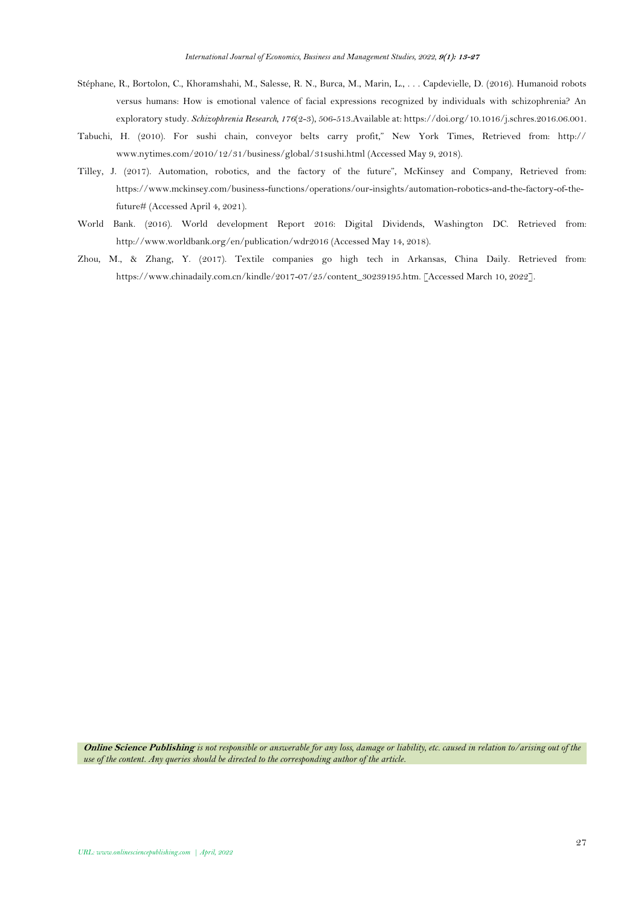Stéphane, R., Bortolon, C., Khoramshahi, M., Salesse, R. N., Burca, M., Marin, L., . . . Capdevielle, D. (2016). Humanoid robots versus humans: How is emotional valence of facial expressions recognized by individuals with schizophrenia? An exploratory study. *Schizophrenia Research, 176*(2-3), 506-513.Available at: https://doi.org/10.1016/j.schres.2016.06.001.

Tabuchi, H. (2010). For sushi chain, conveyor belts carry profit," New York Times, Retrieved from: http:// www.nytimes.com/2010/12/31/business/global/31sushi.html (Accessed May 9, 2018).

Tilley, J. (2017). Automation, robotics, and the factory of the future", McKinsey and Company, Retrieved from: https://www.mckinsey.com/business-functions/operations/our-insights/automation-robotics-and-the-factory-of-the-future# (Accessed April 4, 2021).

World Bank. (2016). World development Report 2016: Digital Dividends, Washington DC. Retrieved from: http://www.worldbank.org/en/publication/wdr2016 (Accessed May 14, 2018).

Zhou, M., & Zhang, Y. (2017). Textile companies go high tech in Arkansas, China Daily. Retrieved from: https://www.chinadaily.com.cn/kindle/2017-07/25/content_30239195.htm. [Accessed March 10, 2022].

***Online Science Publishing*** *is not responsible or answerable for any loss, damage or liability, etc. caused in relation to/arising out of the use of the content. Any queries should be directed to the corresponding author of the article.*